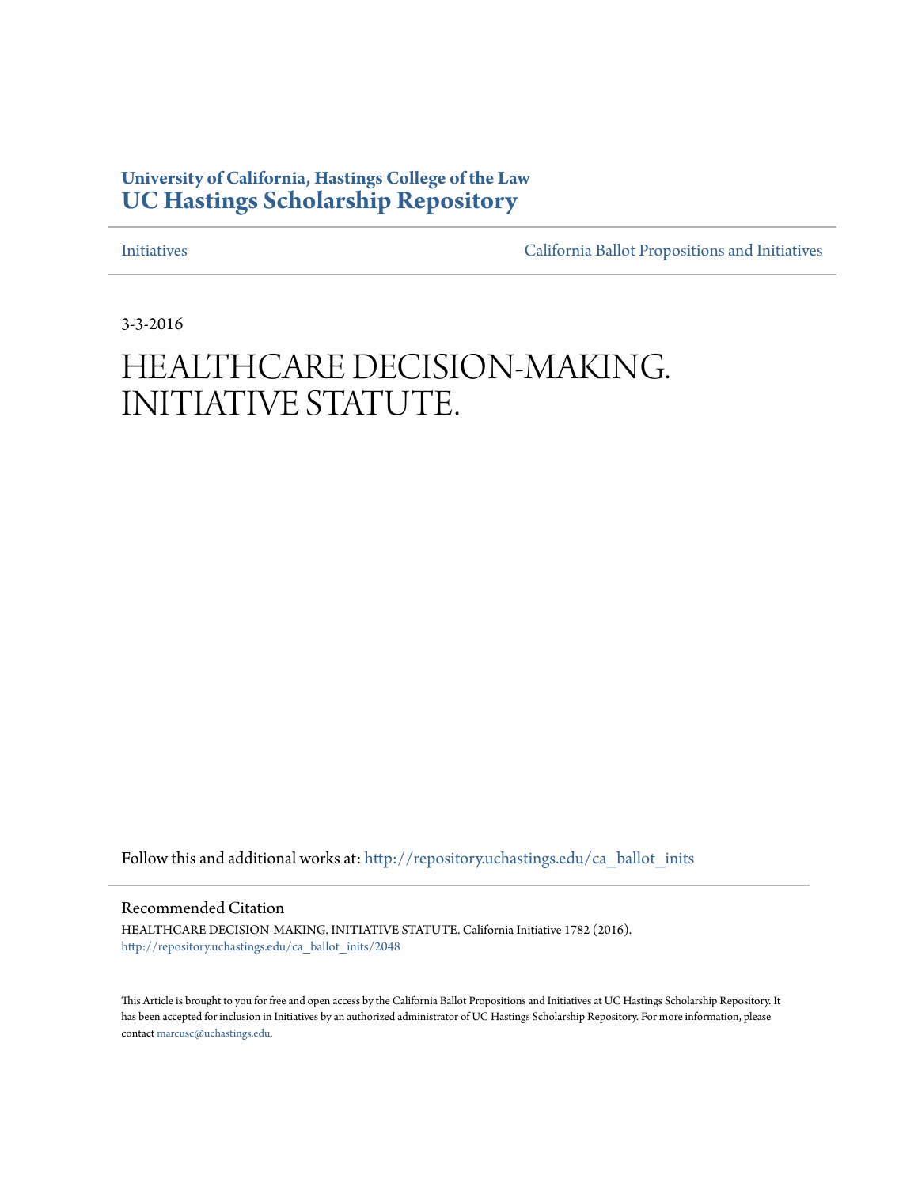**University of California, Hastings College of the Law**
**UC Hastings Scholarship Repository**

Initiatives | California Ballot Propositions and Initiatives

3-3-2016

# HEALTHCARE DECISION-MAKING. INITIATIVE STATUTE.

Follow this and additional works at: http://repository.uchastings.edu/ca_ballot_inits

## Recommended Citation

HEALTHCARE DECISION-MAKING. INITIATIVE STATUTE. California Initiative 1782 (2016).
http://repository.uchastings.edu/ca_ballot_inits/2048

This Article is brought to you for free and open access by the California Ballot Propositions and Initiatives at UC Hastings Scholarship Repository. It has been accepted for inclusion in Initiatives by an authorized administrator of UC Hastings Scholarship Repository. For more information, please contact marcusc@uchastings.edu.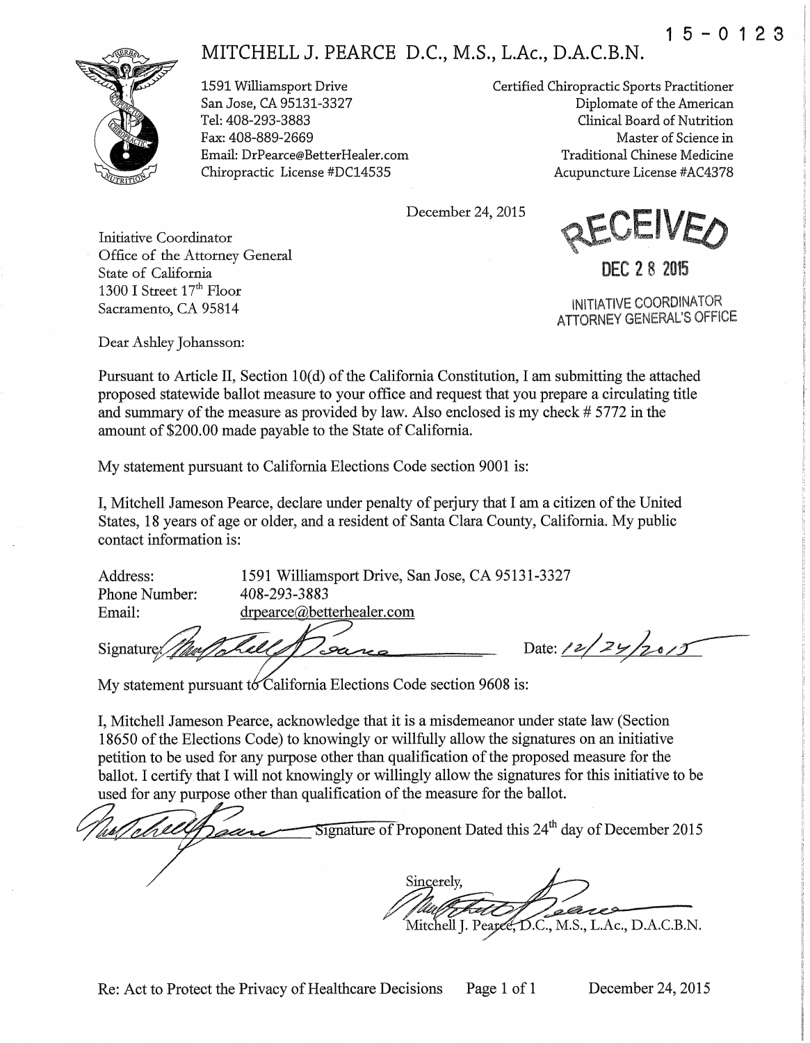15-0123

# MITCHELL J. PEARCE D.C., M.S., L.Ac., D.A.C.B.N.

1591 Williamsport Drive
San Jose, CA 95131-3327
Tel: 408-293-3883
Fax: 408-889-2669
Email: DrPearce@BetterHealer.com
Chiropractic License #DC14535

Certified Chiropractic Sports Practitioner
Diplomate of the American
Clinical Board of Nutrition
Master of Science in
Traditional Chinese Medicine
Acupuncture License #AC4378

December 24, 2015

RECEIVED
DEC 28 2015
INITIATIVE COORDINATOR
ATTORNEY GENERAL'S OFFICE

Initiative Coordinator
Office of the Attorney General
State of California
1300 I Street 17th Floor
Sacramento, CA 95814

Dear Ashley Johansson:

Pursuant to Article II, Section 10(d) of the California Constitution, I am submitting the attached proposed statewide ballot measure to your office and request that you prepare a circulating title and summary of the measure as provided by law. Also enclosed is my check # 5772 in the amount of $200.00 made payable to the State of California.

My statement pursuant to California Elections Code section 9001 is:

I, Mitchell Jameson Pearce, declare under penalty of perjury that I am a citizen of the United States, 18 years of age or older, and a resident of Santa Clara County, California. My public contact information is:

Address: 1591 Williamsport Drive, San Jose, CA 95131-3327
Phone Number: 408-293-3883
Email: drpearce@betterhealer.com

Signature: *[signature]* Date: 12/24/2015

My statement pursuant to California Elections Code section 9608 is:

I, Mitchell Jameson Pearce, acknowledge that it is a misdemeanor under state law (Section 18650 of the Elections Code) to knowingly or willfully allow the signatures on an initiative petition to be used for any purpose other than qualification of the proposed measure for the ballot. I certify that I will not knowingly or willingly allow the signatures for this initiative to be used for any purpose other than qualification of the measure for the ballot.

*[signature]* Signature of Proponent Dated this 24th day of December 2015

Sincerely,

*[signature]*
Mitchell J. Pearce, D.C., M.S., L.Ac., D.A.C.B.N.

Re: Act to Protect the Privacy of Healthcare Decisions December 24, 2015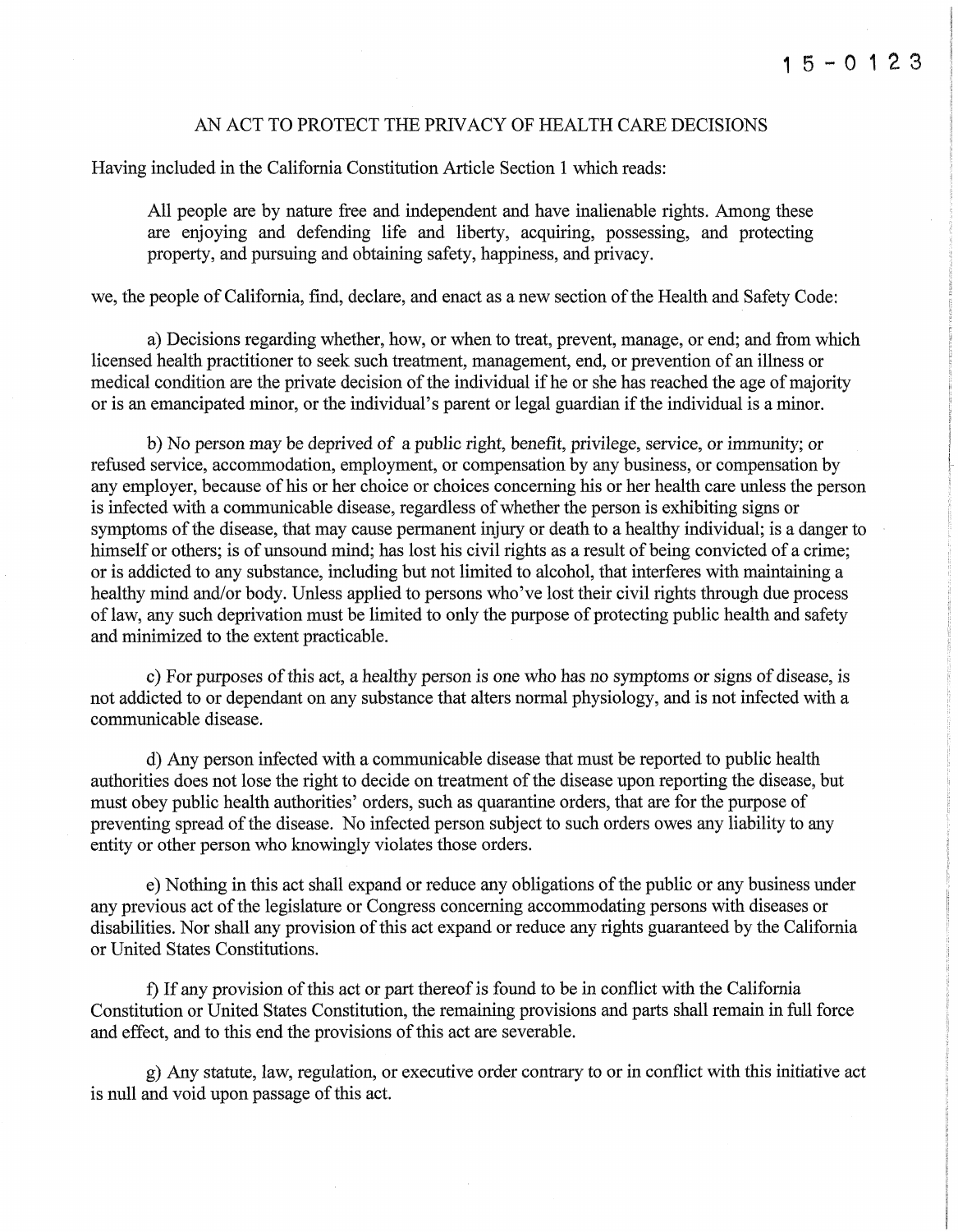15-0123

# AN ACT TO PROTECT THE PRIVACY OF HEALTH CARE DECISIONS

Having included in the California Constitution Article Section 1 which reads:

> All people are by nature free and independent and have inalienable rights. Among these are enjoying and defending life and liberty, acquiring, possessing, and protecting property, and pursuing and obtaining safety, happiness, and privacy.

we, the people of California, find, declare, and enact as a new section of the Health and Safety Code:

a) Decisions regarding whether, how, or when to treat, prevent, manage, or end; and from which licensed health practitioner to seek such treatment, management, end, or prevention of an illness or medical condition are the private decision of the individual if he or she has reached the age of majority or is an emancipated minor, or the individual's parent or legal guardian if the individual is a minor.

b) No person may be deprived of a public right, benefit, privilege, service, or immunity; or refused service, accommodation, employment, or compensation by any business, or compensation by any employer, because of his or her choice or choices concerning his or her health care unless the person is infected with a communicable disease, regardless of whether the person is exhibiting signs or symptoms of the disease, that may cause permanent injury or death to a healthy individual; is a danger to himself or others; is of unsound mind; has lost his civil rights as a result of being convicted of a crime; or is addicted to any substance, including but not limited to alcohol, that interferes with maintaining a healthy mind and/or body. Unless applied to persons who've lost their civil rights through due process of law, any such deprivation must be limited to only the purpose of protecting public health and safety and minimized to the extent practicable.

c) For purposes of this act, a healthy person is one who has no symptoms or signs of disease, is not addicted to or dependant on any substance that alters normal physiology, and is not infected with a communicable disease.

d) Any person infected with a communicable disease that must be reported to public health authorities does not lose the right to decide on treatment of the disease upon reporting the disease, but must obey public health authorities' orders, such as quarantine orders, that are for the purpose of preventing spread of the disease. No infected person subject to such orders owes any liability to any entity or other person who knowingly violates those orders.

e) Nothing in this act shall expand or reduce any obligations of the public or any business under any previous act of the legislature or Congress concerning accommodating persons with diseases or disabilities. Nor shall any provision of this act expand or reduce any rights guaranteed by the California or United States Constitutions.

f) If any provision of this act or part thereof is found to be in conflict with the California Constitution or United States Constitution, the remaining provisions and parts shall remain in full force and effect, and to this end the provisions of this act are severable.

g) Any statute, law, regulation, or executive order contrary to or in conflict with this initiative act is null and void upon passage of this act.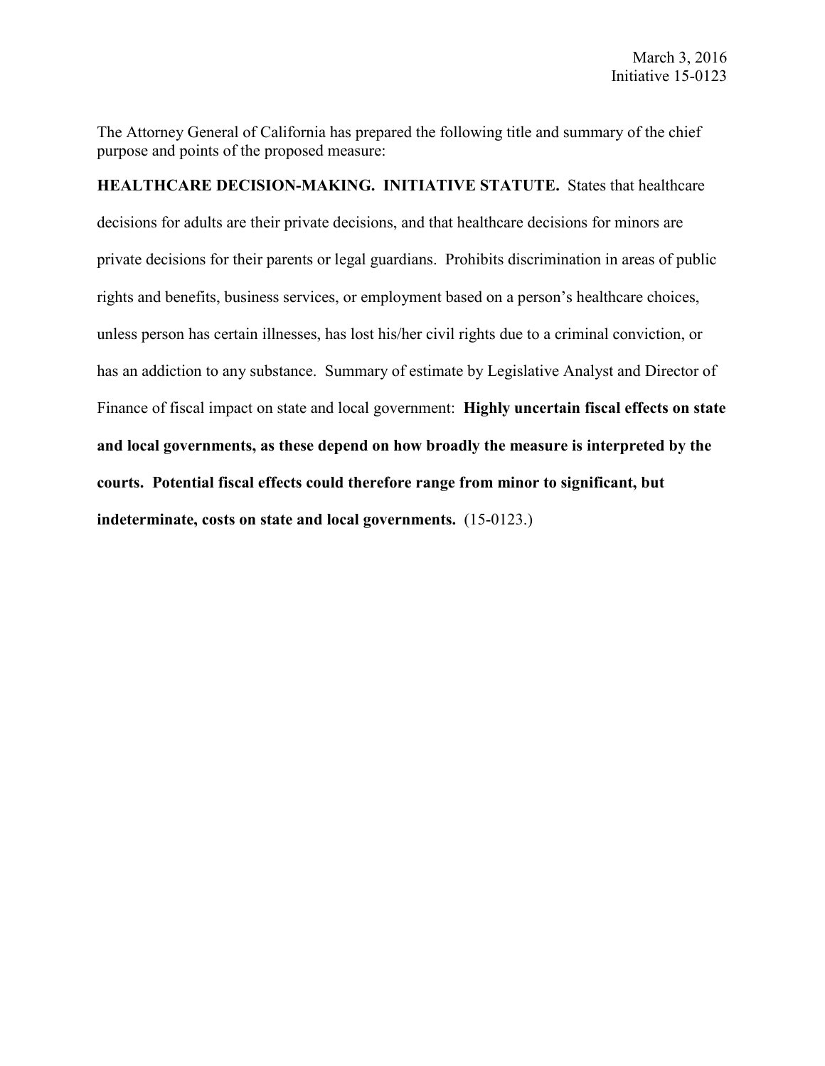March 3, 2016
Initiative 15-0123

The Attorney General of California has prepared the following title and summary of the chief purpose and points of the proposed measure:

**HEALTHCARE DECISION-MAKING. INITIATIVE STATUTE.** States that healthcare decisions for adults are their private decisions, and that healthcare decisions for minors are private decisions for their parents or legal guardians. Prohibits discrimination in areas of public rights and benefits, business services, or employment based on a person's healthcare choices, unless person has certain illnesses, has lost his/her civil rights due to a criminal conviction, or has an addiction to any substance. Summary of estimate by Legislative Analyst and Director of Finance of fiscal impact on state and local government: **Highly uncertain fiscal effects on state and local governments, as these depend on how broadly the measure is interpreted by the courts. Potential fiscal effects could therefore range from minor to significant, but indeterminate, costs on state and local governments.** (15-0123.)